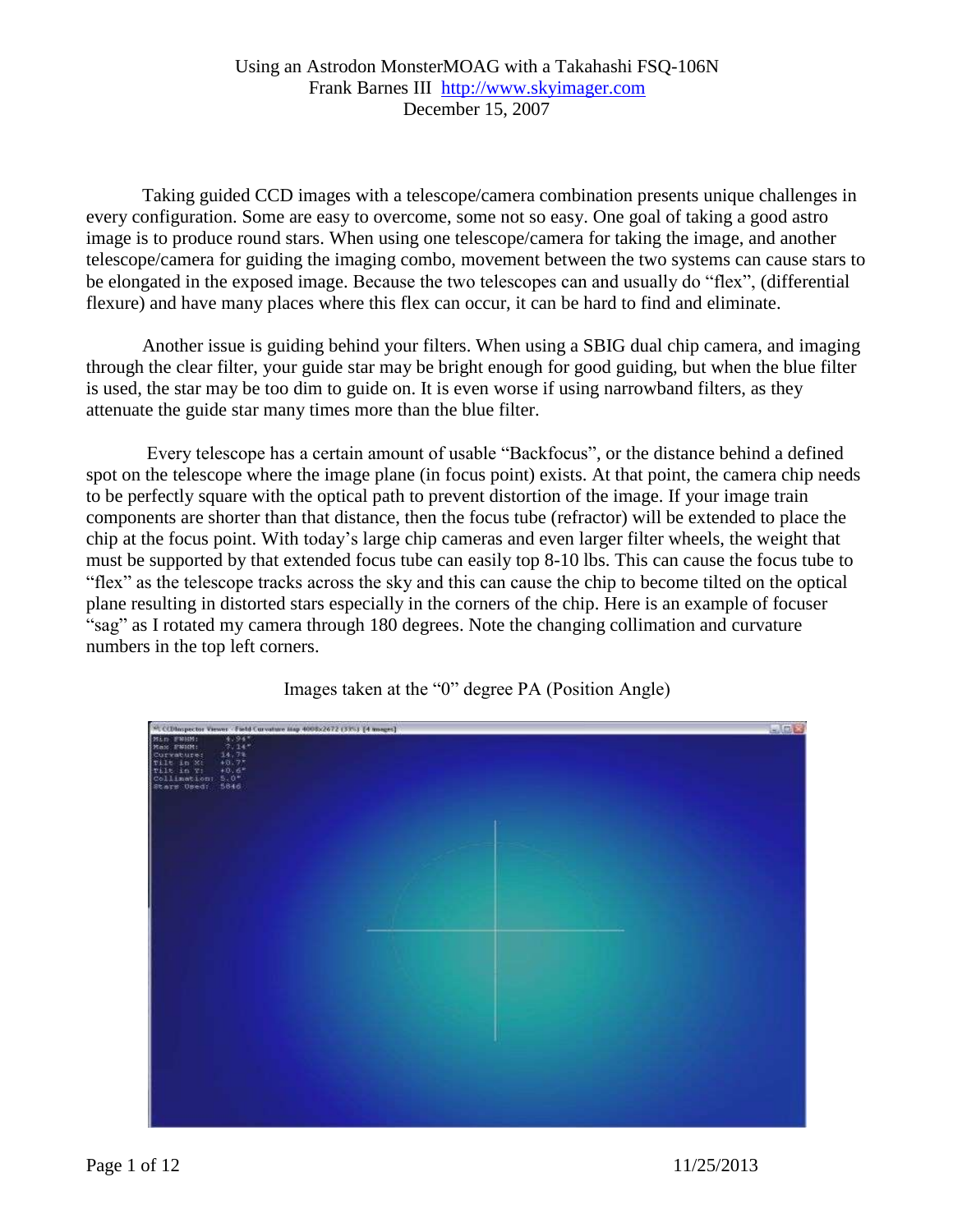Using an Astrodon MonsterMOAG with a Takahashi FSQ-106N
Frank Barnes III http://www.skyimager.com
December 15, 2007

Taking guided CCD images with a telescope/camera combination presents unique challenges in every configuration. Some are easy to overcome, some not so easy. One goal of taking a good astro image is to produce round stars. When using one telescope/camera for taking the image, and another telescope/camera for guiding the imaging combo, movement between the two systems can cause stars to be elongated in the exposed image. Because the two telescopes can and usually do "flex", (differential flexure) and have many places where this flex can occur, it can be hard to find and eliminate.

Another issue is guiding behind your filters. When using a SBIG dual chip camera, and imaging through the clear filter, your guide star may be bright enough for good guiding, but when the blue filter is used, the star may be too dim to guide on. It is even worse if using narrowband filters, as they attenuate the guide star many times more than the blue filter.

Every telescope has a certain amount of usable "Backfocus", or the distance behind a defined spot on the telescope where the image plane (in focus point) exists. At that point, the camera chip needs to be perfectly square with the optical path to prevent distortion of the image. If your image train components are shorter than that distance, then the focus tube (refractor) will be extended to place the chip at the focus point. With today's large chip cameras and even larger filter wheels, the weight that must be supported by that extended focus tube can easily top 8-10 lbs. This can cause the focus tube to "flex" as the telescope tracks across the sky and this can cause the chip to become tilted on the optical plane resulting in distorted stars especially in the corners of the chip. Here is an example of focuser "sag" as I rotated my camera through 180 degrees. Note the changing collimation and curvature numbers in the top left corners.

Images taken at the "0" degree PA (Position Angle)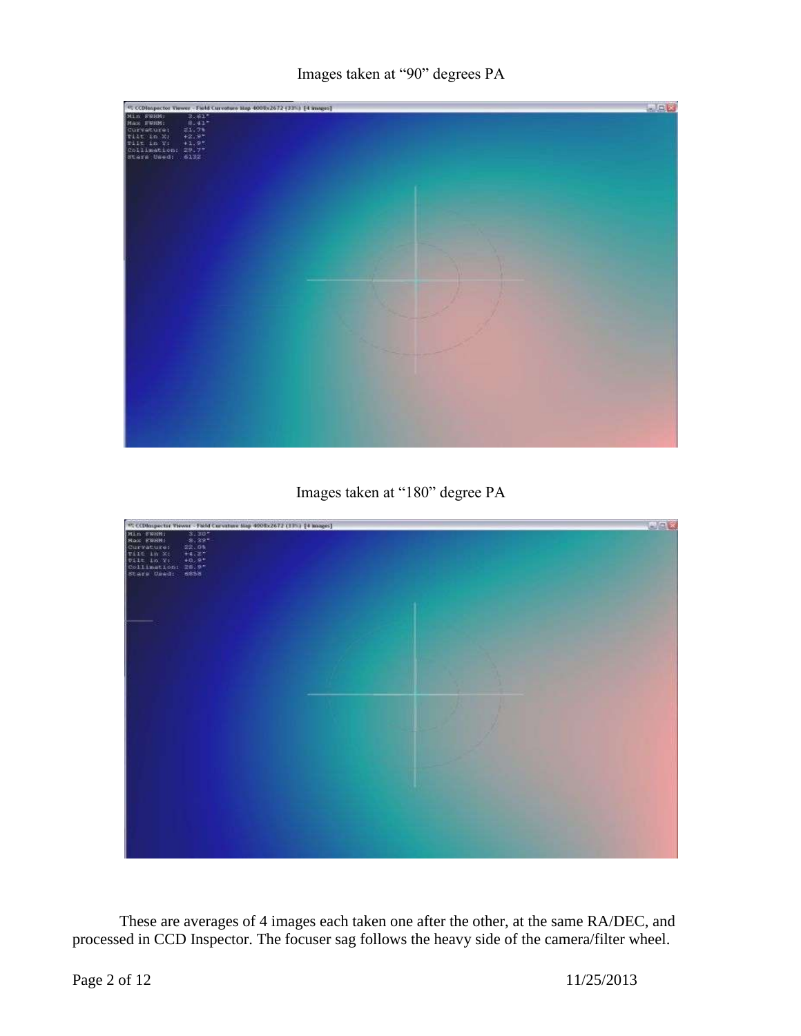Images taken at "90" degrees PA

Images taken at "180" degree PA

These are averages of 4 images each taken one after the other, at the same RA/DEC, and processed in CCD Inspector. The focuser sag follows the heavy side of the camera/filter wheel.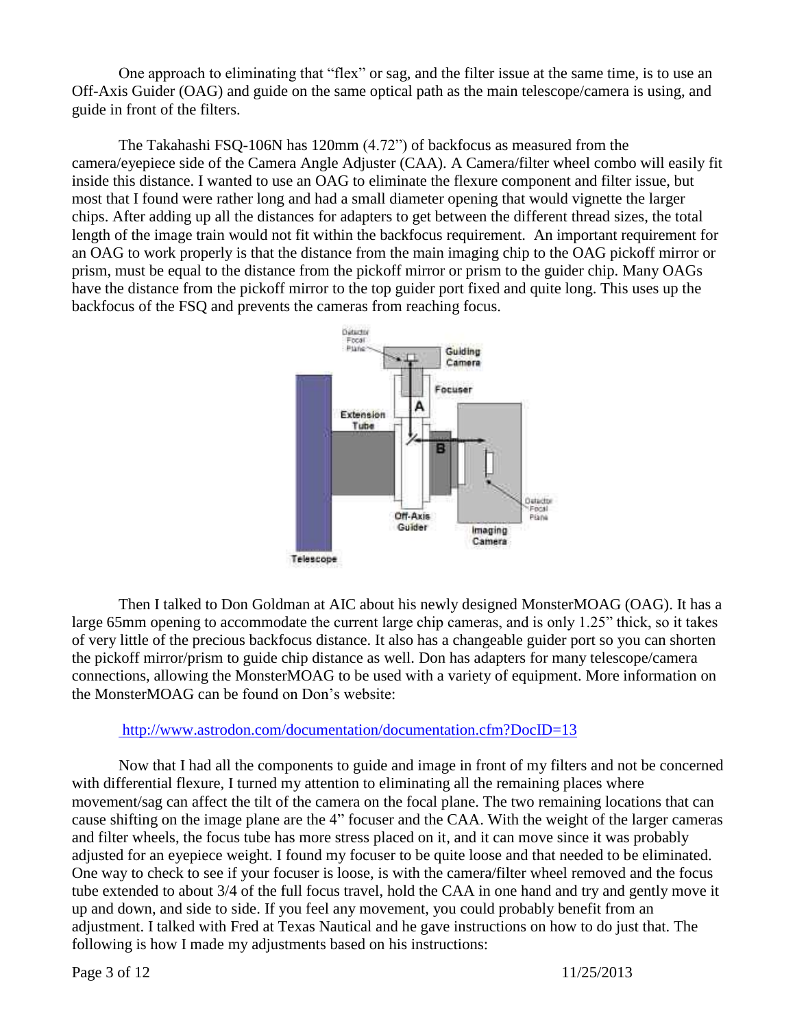One approach to eliminating that "flex" or sag, and the filter issue at the same time, is to use an Off-Axis Guider (OAG) and guide on the same optical path as the main telescope/camera is using, and guide in front of the filters.

The Takahashi FSQ-106N has 120mm (4.72") of backfocus as measured from the camera/eyepiece side of the Camera Angle Adjuster (CAA). A Camera/filter wheel combo will easily fit inside this distance. I wanted to use an OAG to eliminate the flexure component and filter issue, but most that I found were rather long and had a small diameter opening that would vignette the larger chips. After adding up all the distances for adapters to get between the different thread sizes, the total length of the image train would not fit within the backfocus requirement. An important requirement for an OAG to work properly is that the distance from the main imaging chip to the OAG pickoff mirror or prism, must be equal to the distance from the pickoff mirror or prism to the guider chip. Many OAGs have the distance from the pickoff mirror to the top guider port fixed and quite long. This uses up the backfocus of the FSQ and prevents the cameras from reaching focus.

Then I talked to Don Goldman at AIC about his newly designed MonsterMOAG (OAG). It has a large 65mm opening to accommodate the current large chip cameras, and is only 1.25" thick, so it takes of very little of the precious backfocus distance. It also has a changeable guider port so you can shorten the pickoff mirror/prism to guide chip distance as well. Don has adapters for many telescope/camera connections, allowing the MonsterMOAG to be used with a variety of equipment. More information on the MonsterMOAG can be found on Don's website:

http://www.astrodon.com/documentation/documentation.cfm?DocID=13

Now that I had all the components to guide and image in front of my filters and not be concerned with differential flexure, I turned my attention to eliminating all the remaining places where movement/sag can affect the tilt of the camera on the focal plane. The two remaining locations that can cause shifting on the image plane are the 4" focuser and the CAA. With the weight of the larger cameras and filter wheels, the focus tube has more stress placed on it, and it can move since it was probably adjusted for an eyepiece weight. I found my focuser to be quite loose and that needed to be eliminated. One way to check to see if your focuser is loose, is with the camera/filter wheel removed and the focus tube extended to about 3/4 of the full focus travel, hold the CAA in one hand and try and gently move it up and down, and side to side. If you feel any movement, you could probably benefit from an adjustment. I talked with Fred at Texas Nautical and he gave instructions on how to do just that. The following is how I made my adjustments based on his instructions: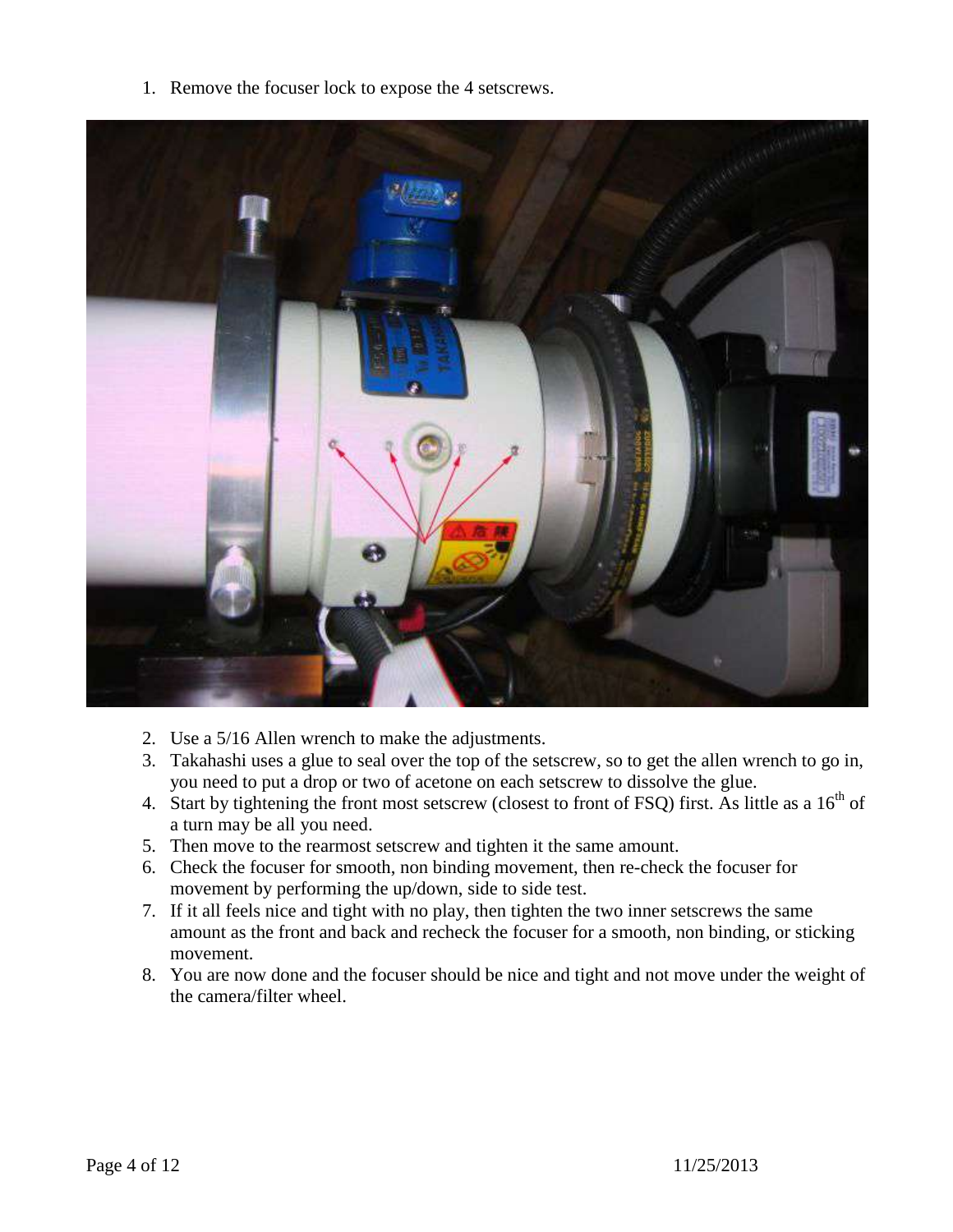1. Remove the focuser lock to expose the 4 setscrews.

2. Use a 5/16 Allen wrench to make the adjustments.
3. Takahashi uses a glue to seal over the top of the setscrew, so to get the allen wrench to go in, you need to put a drop or two of acetone on each setscrew to dissolve the glue.
4. Start by tightening the front most setscrew (closest to front of FSQ) first. As little as a 16th of a turn may be all you need.
5. Then move to the rearmost setscrew and tighten it the same amount.
6. Check the focuser for smooth, non binding movement, then re-check the focuser for movement by performing the up/down, side to side test.
7. If it all feels nice and tight with no play, then tighten the two inner setscrews the same amount as the front and back and recheck the focuser for a smooth, non binding, or sticking movement.
8. You are now done and the focuser should be nice and tight and not move under the weight of the camera/filter wheel.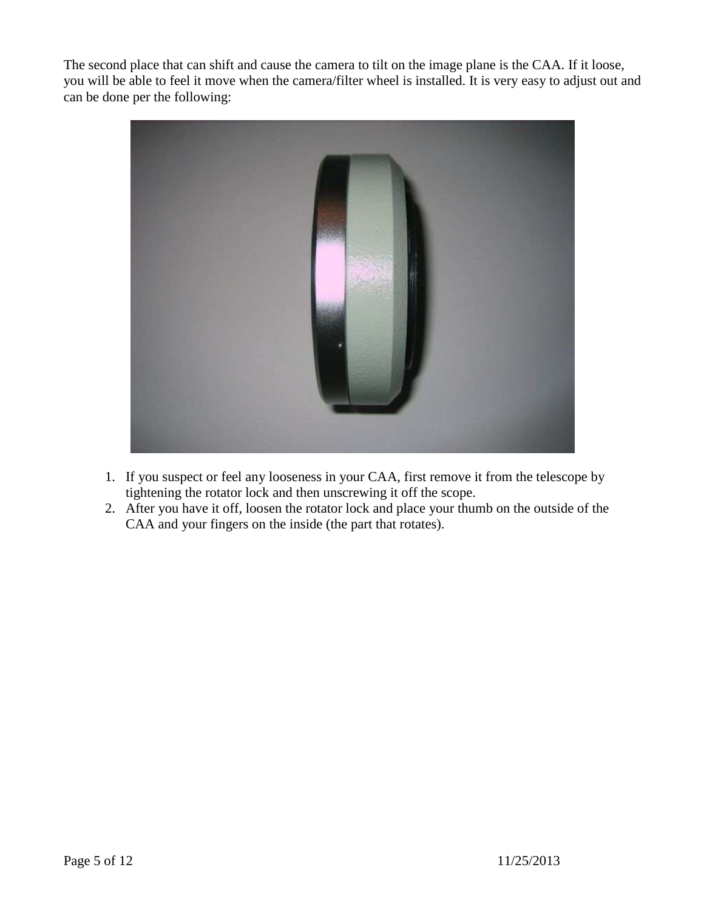The second place that can shift and cause the camera to tilt on the image plane is the CAA. If it loose, you will be able to feel it move when the camera/filter wheel is installed. It is very easy to adjust out and can be done per the following:

1. If you suspect or feel any looseness in your CAA, first remove it from the telescope by tightening the rotator lock and then unscrewing it off the scope.
2. After you have it off, loosen the rotator lock and place your thumb on the outside of the CAA and your fingers on the inside (the part that rotates).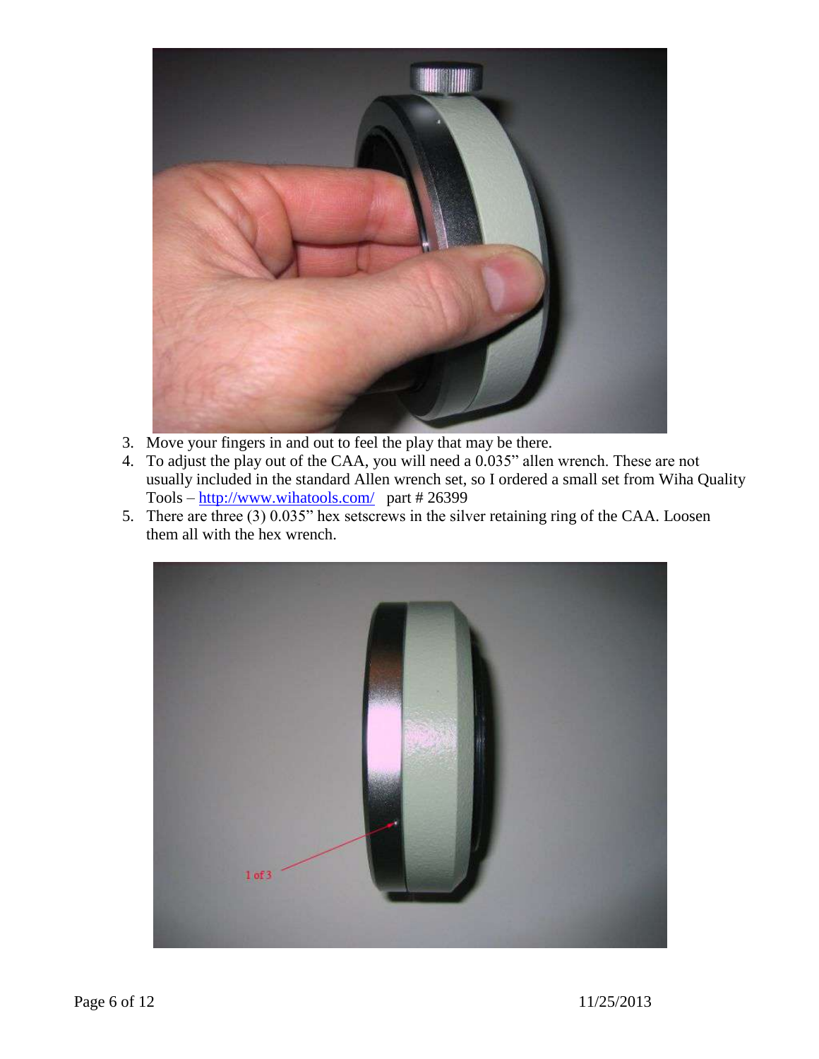3. Move your fingers in and out to feel the play that may be there.
4. To adjust the play out of the CAA, you will need a 0.035" allen wrench. These are not usually included in the standard Allen wrench set, so I ordered a small set from Wiha Quality Tools – [http://www.wihatools.com/](http://www.wihatools.com/) part # 26399
5. There are three (3) 0.035" hex setscrews in the silver retaining ring of the CAA. Loosen them all with the hex wrench.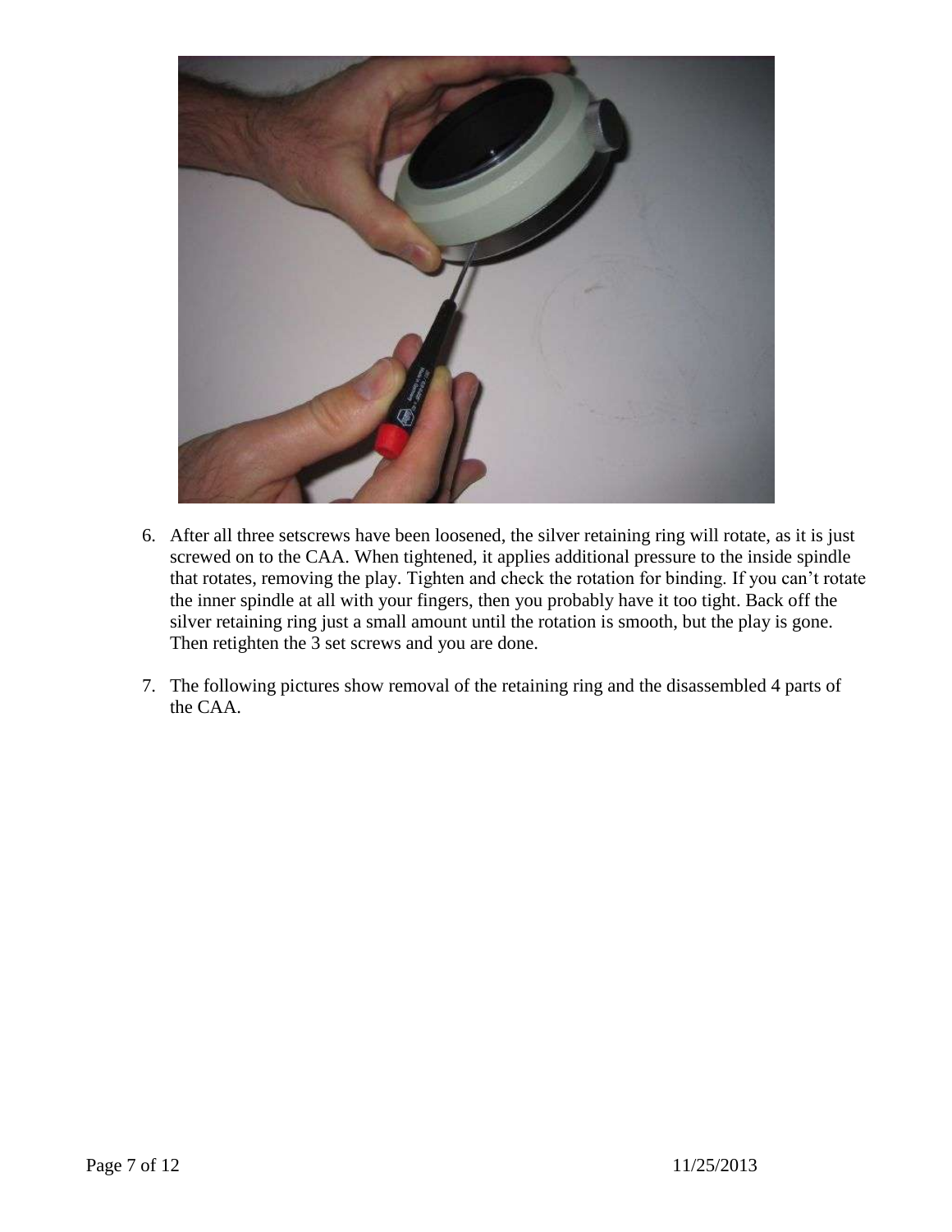6. After all three setscrews have been loosened, the silver retaining ring will rotate, as it is just screwed on to the CAA. When tightened, it applies additional pressure to the inside spindle that rotates, removing the play. Tighten and check the rotation for binding. If you can't rotate the inner spindle at all with your fingers, then you probably have it too tight. Back off the silver retaining ring just a small amount until the rotation is smooth, but the play is gone. Then retighten the 3 set screws and you are done.

7. The following pictures show removal of the retaining ring and the disassembled 4 parts of the CAA.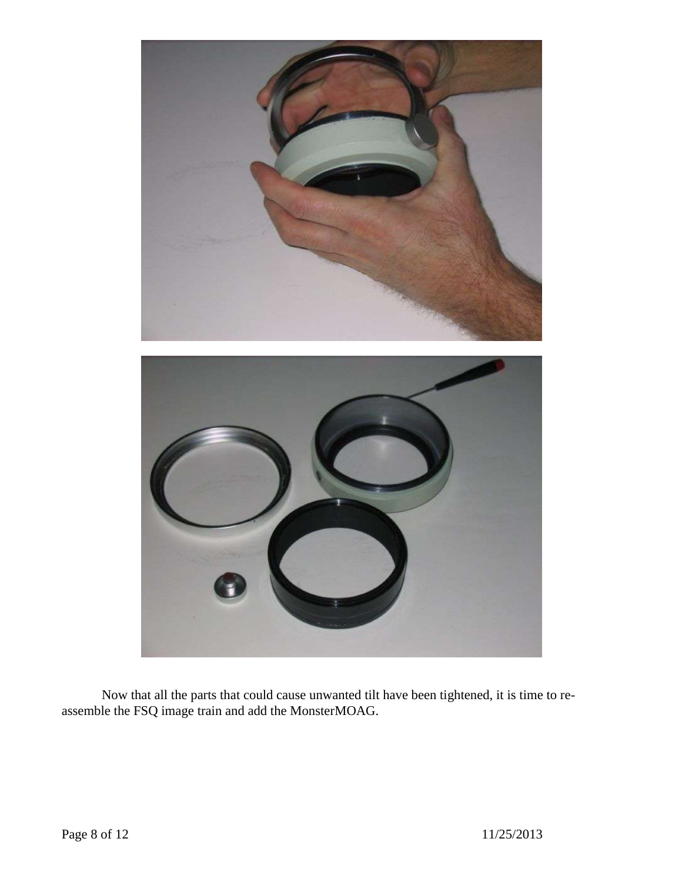Now that all the parts that could cause unwanted tilt have been tightened, it is time to re-assemble the FSQ image train and add the MonsterMOAG.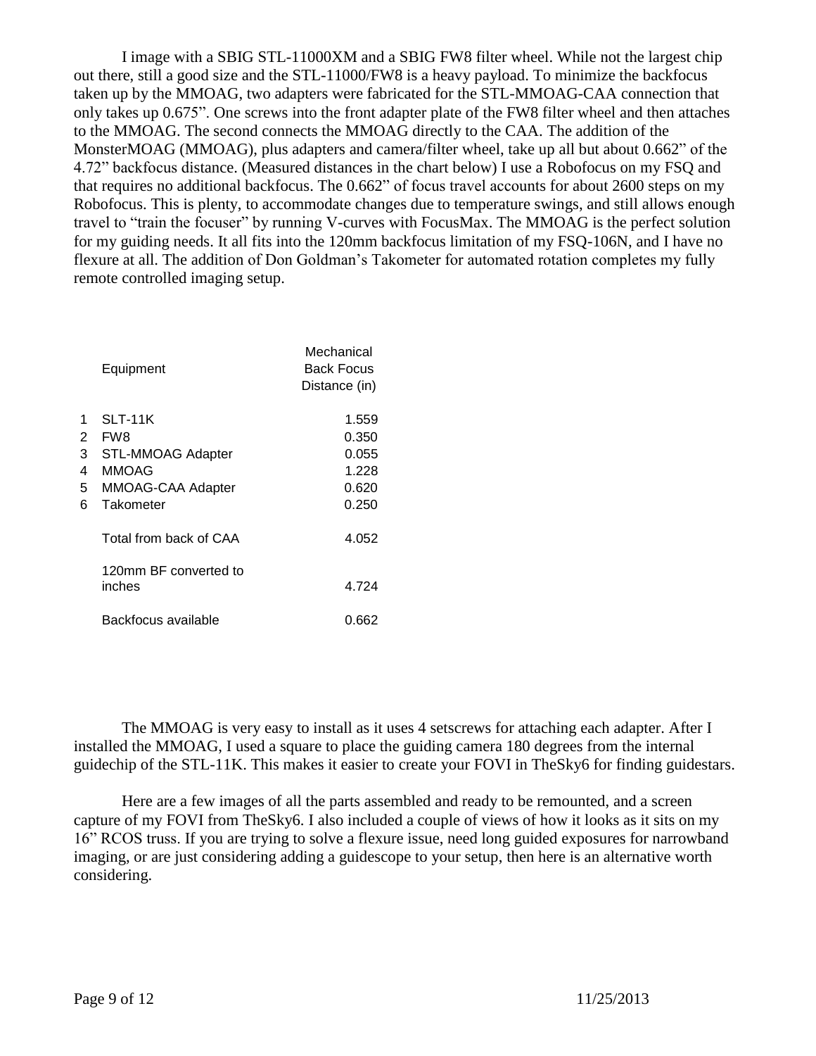I image with a SBIG STL-11000XM and a SBIG FW8 filter wheel. While not the largest chip out there, still a good size and the STL-11000/FW8 is a heavy payload. To minimize the backfocus taken up by the MMOAG, two adapters were fabricated for the STL-MMOAG-CAA connection that only takes up 0.675". One screws into the front adapter plate of the FW8 filter wheel and then attaches to the MMOAG. The second connects the MMOAG directly to the CAA. The addition of the MonsterMOAG (MMOAG), plus adapters and camera/filter wheel, take up all but about 0.662" of the 4.72" backfocus distance. (Measured distances in the chart below) I use a Robofocus on my FSQ and that requires no additional backfocus. The 0.662" of focus travel accounts for about 2600 steps on my Robofocus. This is plenty, to accommodate changes due to temperature swings, and still allows enough travel to "train the focuser" by running V-curves with FocusMax. The MMOAG is the perfect solution for my guiding needs. It all fits into the 120mm backfocus limitation of my FSQ-106N, and I have no flexure at all. The addition of Don Goldman's Takometer for automated rotation completes my fully remote controlled imaging setup.

| | Equipment | Mechanical Back Focus Distance (in) |
|---|---|---|
| 1 | SLT-11K | 1.559 |
| 2 | FW8 | 0.350 |
| 3 | STL-MMOAG Adapter | 0.055 |
| 4 | MMOAG | 1.228 |
| 5 | MMOAG-CAA Adapter | 0.620 |
| 6 | Takometer | 0.250 |
| | Total from back of CAA | 4.052 |
| | 120mm BF converted to inches | 4.724 |
| | Backfocus available | 0.662 |

The MMOAG is very easy to install as it uses 4 setscrews for attaching each adapter. After I installed the MMOAG, I used a square to place the guiding camera 180 degrees from the internal guidechip of the STL-11K. This makes it easier to create your FOVI in TheSky6 for finding guidestars.

Here are a few images of all the parts assembled and ready to be remounted, and a screen capture of my FOVI from TheSky6. I also included a couple of views of how it looks as it sits on my 16" RCOS truss. If you are trying to solve a flexure issue, need long guided exposures for narrowband imaging, or are just considering adding a guidescope to your setup, then here is an alternative worth considering.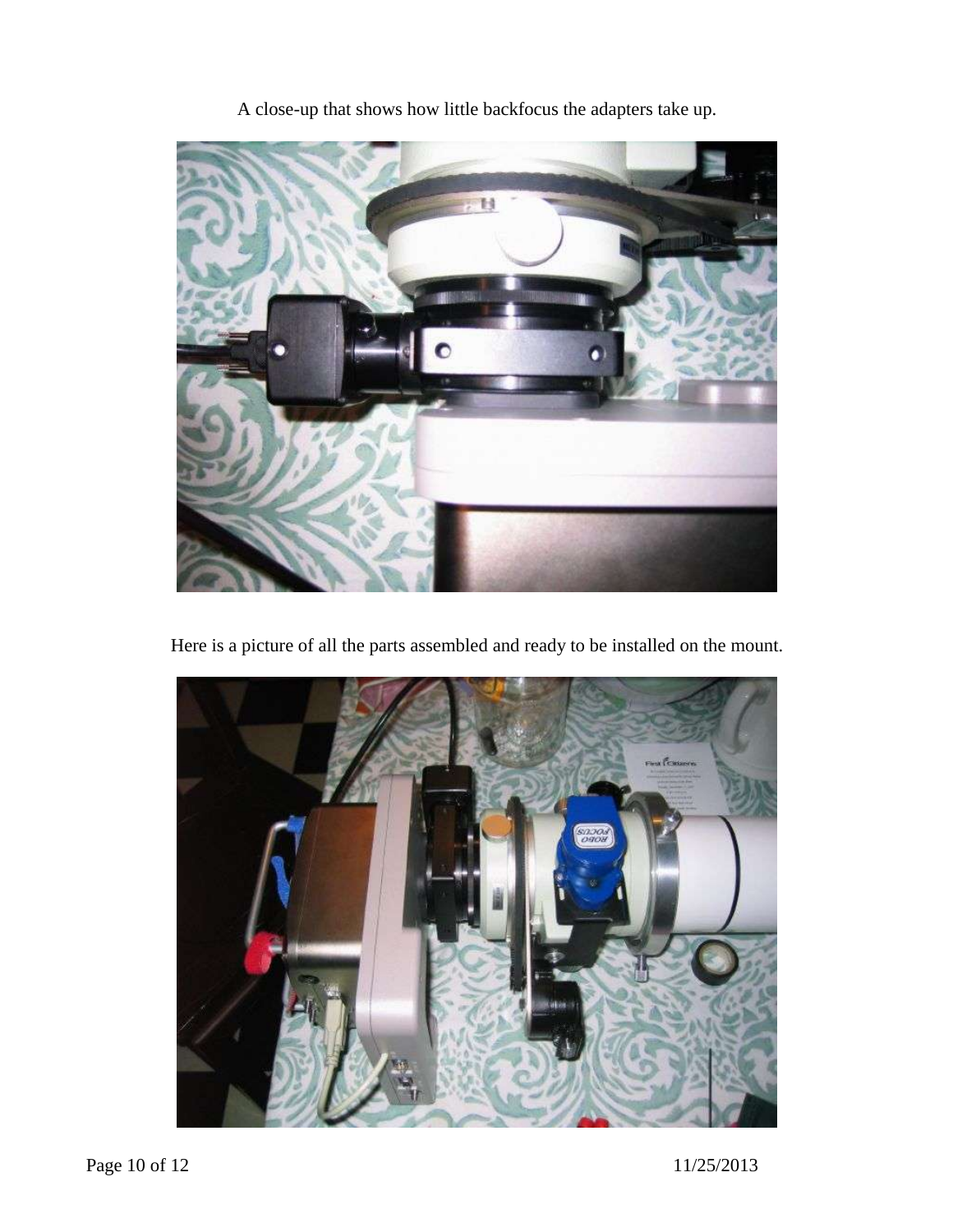A close-up that shows how little backfocus the adapters take up.

Here is a picture of all the parts assembled and ready to be installed on the mount.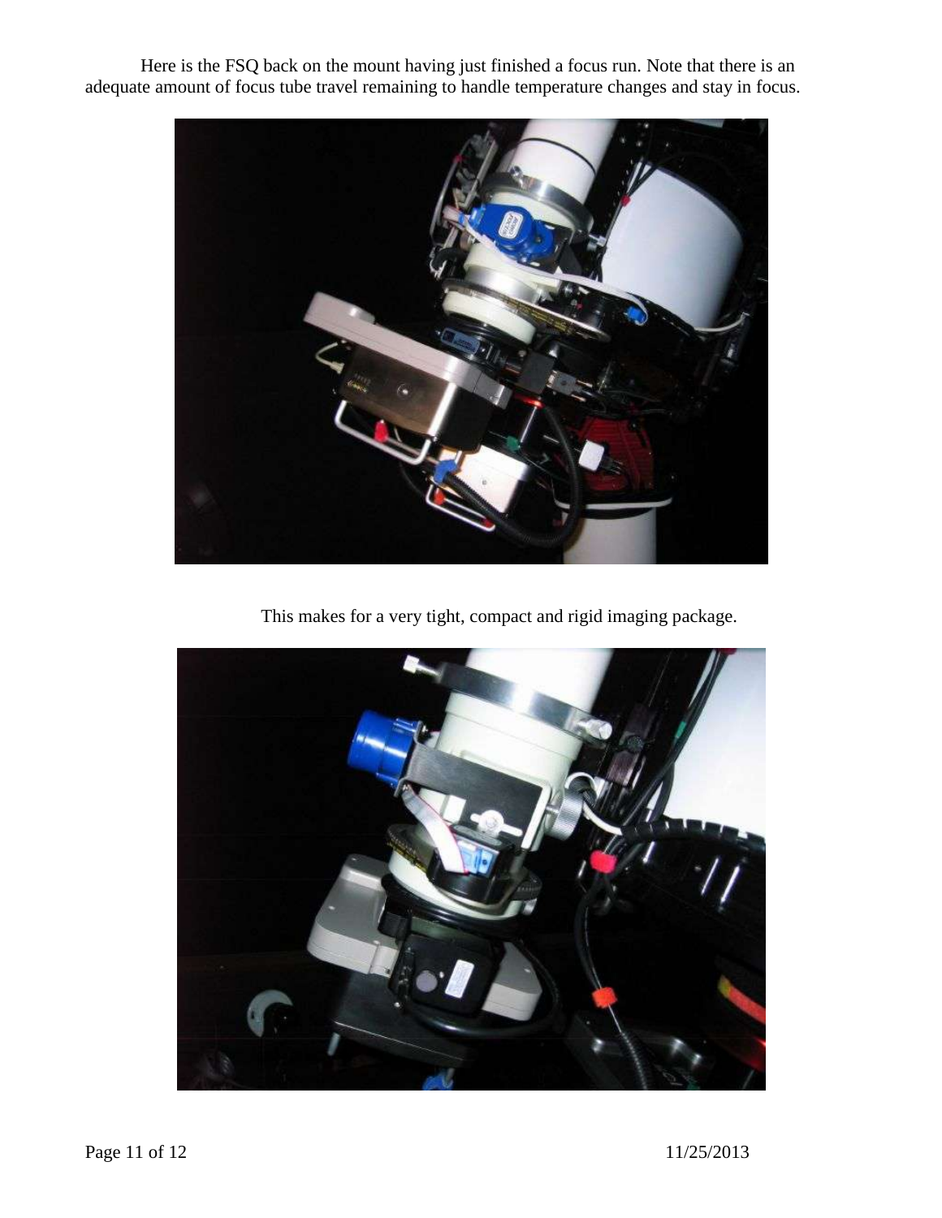Here is the FSQ back on the mount having just finished a focus run. Note that there is an adequate amount of focus tube travel remaining to handle temperature changes and stay in focus.

This makes for a very tight, compact and rigid imaging package.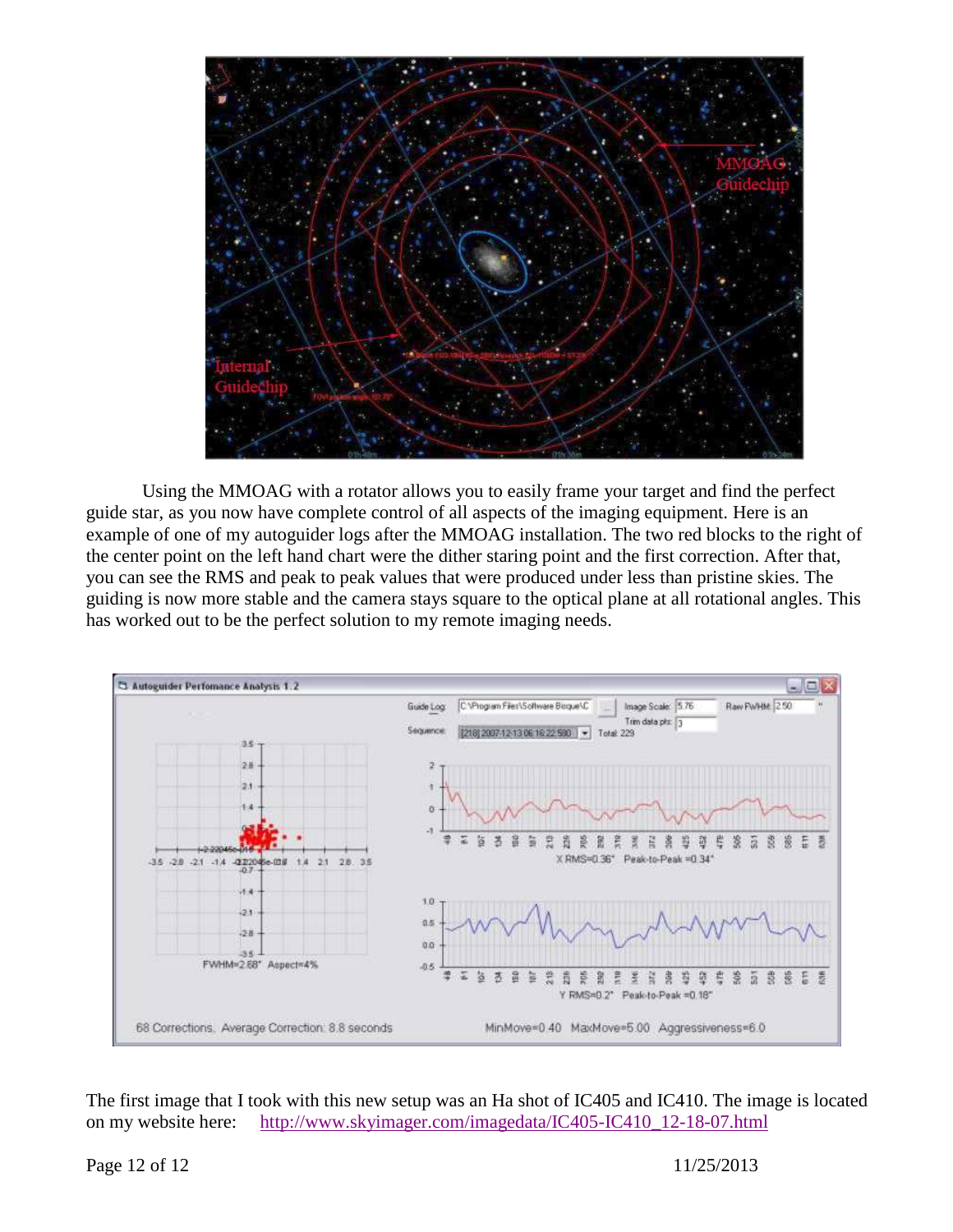MMOAG Guidechip

Internal Guidechip

Using the MMOAG with a rotator allows you to easily frame your target and find the perfect guide star, as you now have complete control of all aspects of the imaging equipment. Here is an example of one of my autoguider logs after the MMOAG installation. The two red blocks to the right of the center point on the left hand chart were the dither staring point and the first correction. After that, you can see the RMS and peak to peak values that were produced under less than pristine skies. The guiding is now more stable and the camera stays square to the optical plane at all rotational angles. This has worked out to be the perfect solution to my remote imaging needs.

Autoguider Perfomance Analysis 1.2

Guide Log: C:\Program Files\Software Bisque\C

Image Scale: 5.76

Raw FWHM: 2.50 "

Trim data pts: 3

Sequence: [218] 2007-12-13 06:16:22.580

Total: 229

FWHM=2.68" Aspect=4%

X RMS=0.36" Peak-to-Peak =0.34"

Y RMS=0.2" Peak-to-Peak =0.18"

68 Corrections, Average Correction: 8.8 seconds

MinMove=0.40 MaxMove=5.00 Aggressiveness=6.0

The first image that I took with this new setup was an Ha shot of IC405 and IC410. The image is located on my website here: http://www.skyimager.com/imagedata/IC405-IC410_12-18-07.html